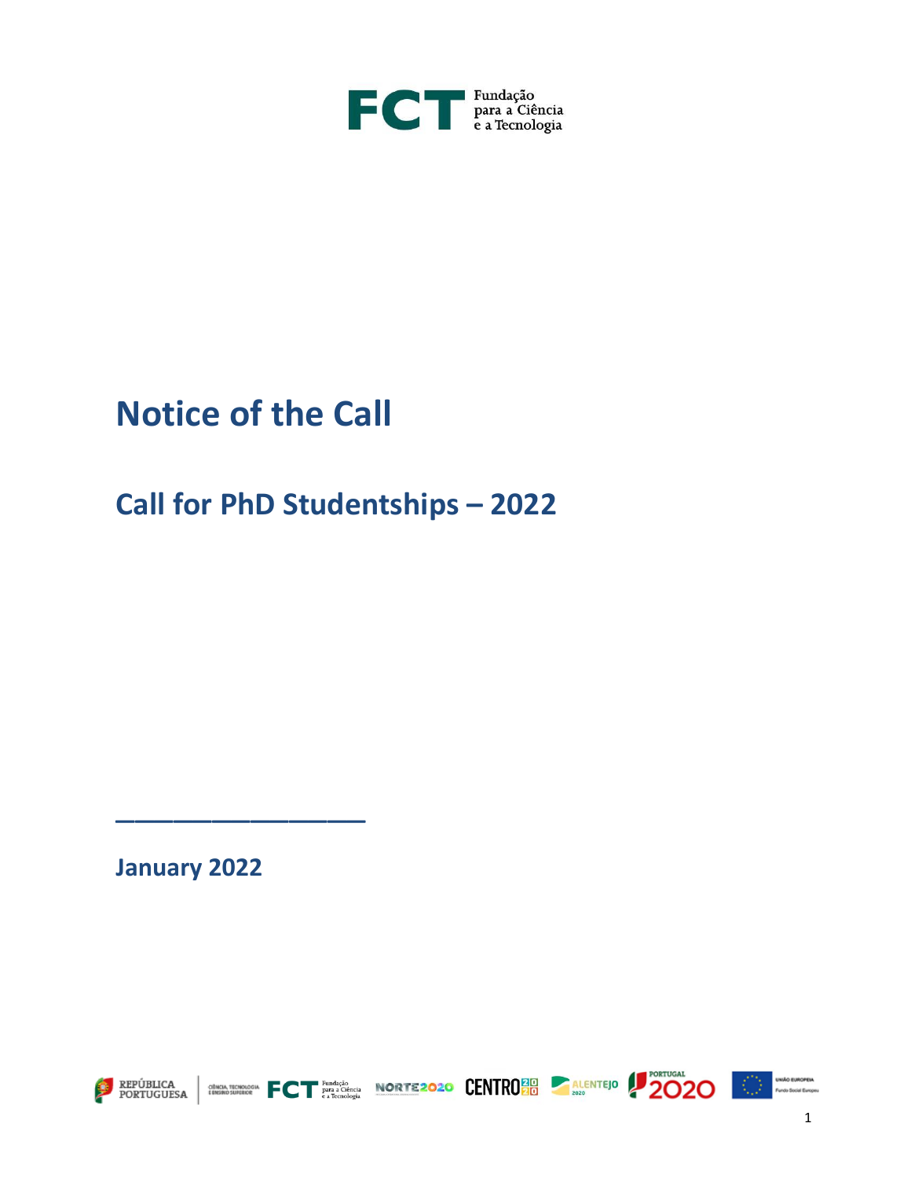# Notice of the Call

## Call for PhD Studentships – 2022

January 2022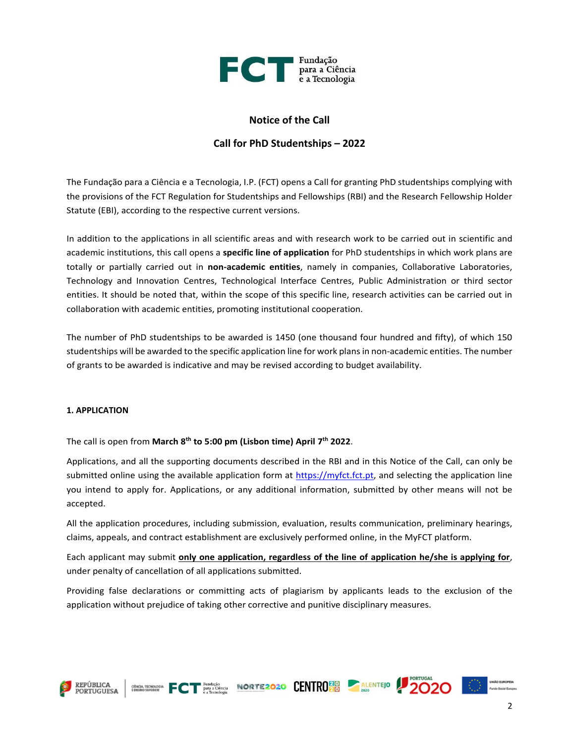**Notice of the Call**

**Call for PhD Studentships – 2022**

The Fundação para a Ciência e a Tecnologia, I.P. (FCT) opens a Call for granting PhD studentships complying with the provisions of the FCT Regulation for Studentships and Fellowships (RBI) and the Research Fellowship Holder Statute (EBI), according to the respective current versions.

In addition to the applications in all scientific areas and with research work to be carried out in scientific and academic institutions, this call opens a **specific line of application** for PhD studentships in which work plans are totally or partially carried out in **non-academic entities**, namely in companies, Collaborative Laboratories, Technology and Innovation Centres, Technological Interface Centres, Public Administration or third sector entities. It should be noted that, within the scope of this specific line, research activities can be carried out in collaboration with academic entities, promoting institutional cooperation.

The number of PhD studentships to be awarded is 1450 (one thousand four hundred and fifty), of which 150 studentships will be awarded to the specific application line for work plans in non-academic entities. The number of grants to be awarded is indicative and may be revised according to budget availability.

## 1. APPLICATION

The call is open from **March 8th to 5:00 pm (Lisbon time) April 7th 2022**.

Applications, and all the supporting documents described in the RBI and in this Notice of the Call, can only be submitted online using the available application form at https://myfct.fct.pt, and selecting the application line you intend to apply for. Applications, or any additional information, submitted by other means will not be accepted.

All the application procedures, including submission, evaluation, results communication, preliminary hearings, claims, appeals, and contract establishment are exclusively performed online, in the MyFCT platform.

Each applicant may submit **only one application, regardless of the line of application he/she is applying for**, under penalty of cancellation of all applications submitted.

Providing false declarations or committing acts of plagiarism by applicants leads to the exclusion of the application without prejudice of taking other corrective and punitive disciplinary measures.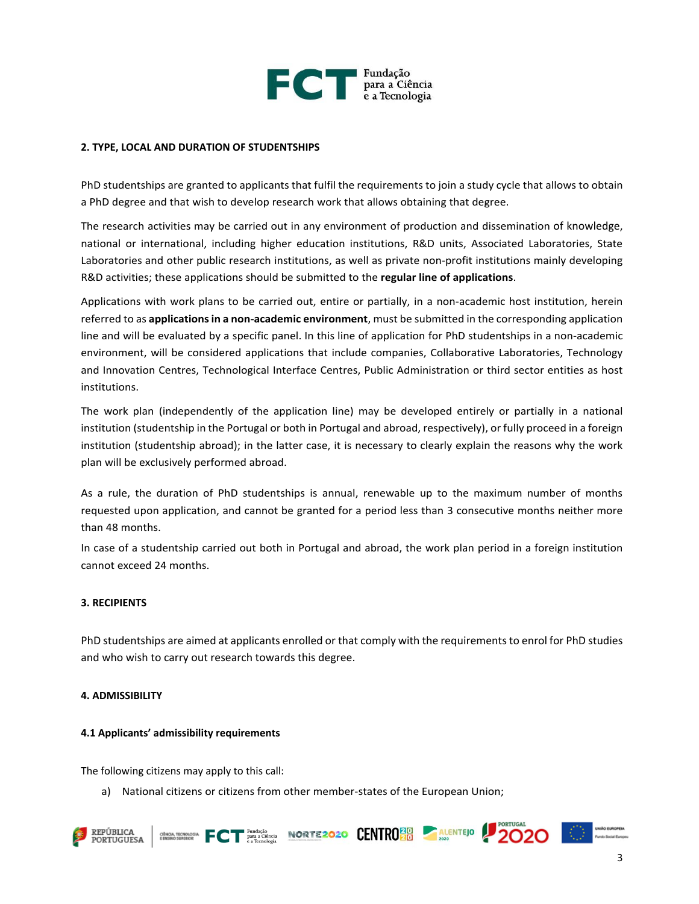## 2. TYPE, LOCAL AND DURATION OF STUDENTSHIPS

PhD studentships are granted to applicants that fulfil the requirements to join a study cycle that allows to obtain a PhD degree and that wish to develop research work that allows obtaining that degree.

The research activities may be carried out in any environment of production and dissemination of knowledge, national or international, including higher education institutions, R&D units, Associated Laboratories, State Laboratories and other public research institutions, as well as private non-profit institutions mainly developing R&D activities; these applications should be submitted to the **regular line of applications**.

Applications with work plans to be carried out, entire or partially, in a non-academic host institution, herein referred to as **applications in a non-academic environment**, must be submitted in the corresponding application line and will be evaluated by a specific panel. In this line of application for PhD studentships in a non-academic environment, will be considered applications that include companies, Collaborative Laboratories, Technology and Innovation Centres, Technological Interface Centres, Public Administration or third sector entities as host institutions.

The work plan (independently of the application line) may be developed entirely or partially in a national institution (studentship in the Portugal or both in Portugal and abroad, respectively), or fully proceed in a foreign institution (studentship abroad); in the latter case, it is necessary to clearly explain the reasons why the work plan will be exclusively performed abroad.

As a rule, the duration of PhD studentships is annual, renewable up to the maximum number of months requested upon application, and cannot be granted for a period less than 3 consecutive months neither more than 48 months.

In case of a studentship carried out both in Portugal and abroad, the work plan period in a foreign institution cannot exceed 24 months.

## 3. RECIPIENTS

PhD studentships are aimed at applicants enrolled or that comply with the requirements to enrol for PhD studies and who wish to carry out research towards this degree.

## 4. ADMISSIBILITY

### 4.1 Applicants' admissibility requirements

The following citizens may apply to this call:

a) National citizens or citizens from other member-states of the European Union;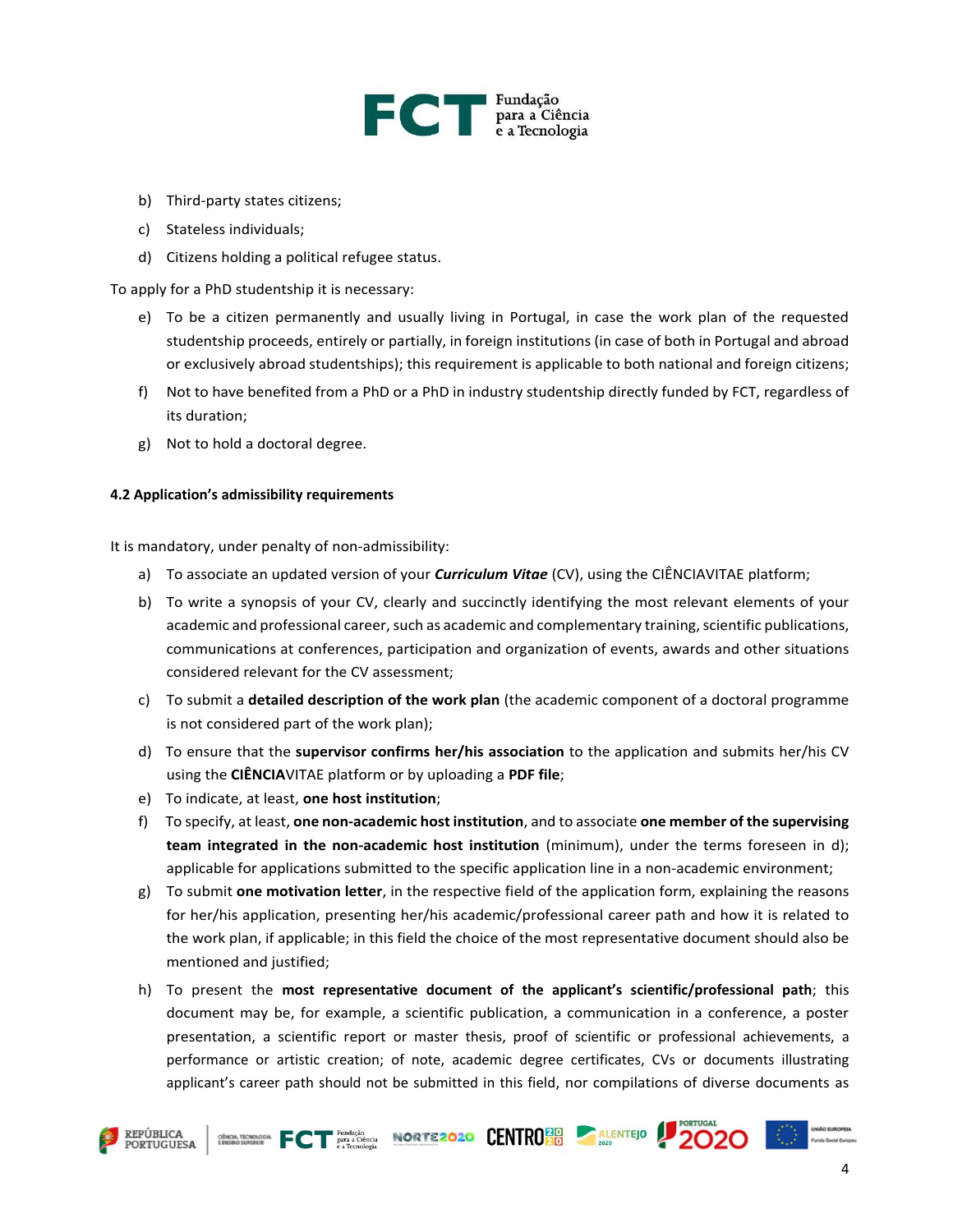b) Third-party states citizens;
c) Stateless individuals;
d) Citizens holding a political refugee status.

To apply for a PhD studentship it is necessary:

e) To be a citizen permanently and usually living in Portugal, in case the work plan of the requested studentship proceeds, entirely or partially, in foreign institutions (in case of both in Portugal and abroad or exclusively abroad studentships); this requirement is applicable to both national and foreign citizens;
f) Not to have benefited from a PhD or a PhD in industry studentship directly funded by FCT, regardless of its duration;
g) Not to hold a doctoral degree.

**4.2 Application's admissibility requirements**

It is mandatory, under penalty of non-admissibility:

a) To associate an updated version of your ***Curriculum Vitae*** (CV), using the CIÊNCIAVITAE platform;
b) To write a synopsis of your CV, clearly and succinctly identifying the most relevant elements of your academic and professional career, such as academic and complementary training, scientific publications, communications at conferences, participation and organization of events, awards and other situations considered relevant for the CV assessment;
c) To submit a **detailed description of the work plan** (the academic component of a doctoral programme is not considered part of the work plan);
d) To ensure that the **supervisor confirms her/his association** to the application and submits her/his CV using the **CIÊNCIA**VITAE platform or by uploading a **PDF file**;
e) To indicate, at least, **one host institution**;
f) To specify, at least, **one non-academic host institution**, and to associate **one member of the supervising team integrated in the non-academic host institution** (minimum), under the terms foreseen in d); applicable for applications submitted to the specific application line in a non-academic environment;
g) To submit **one motivation letter**, in the respective field of the application form, explaining the reasons for her/his application, presenting her/his academic/professional career path and how it is related to the work plan, if applicable; in this field the choice of the most representative document should also be mentioned and justified;
h) To present the **most representative document of the applicant's scientific/professional path**; this document may be, for example, a scientific publication, a communication in a conference, a poster presentation, a scientific report or master thesis, proof of scientific or professional achievements, a performance or artistic creation; of note, academic degree certificates, CVs or documents illustrating applicant's career path should not be submitted in this field, nor compilations of diverse documents as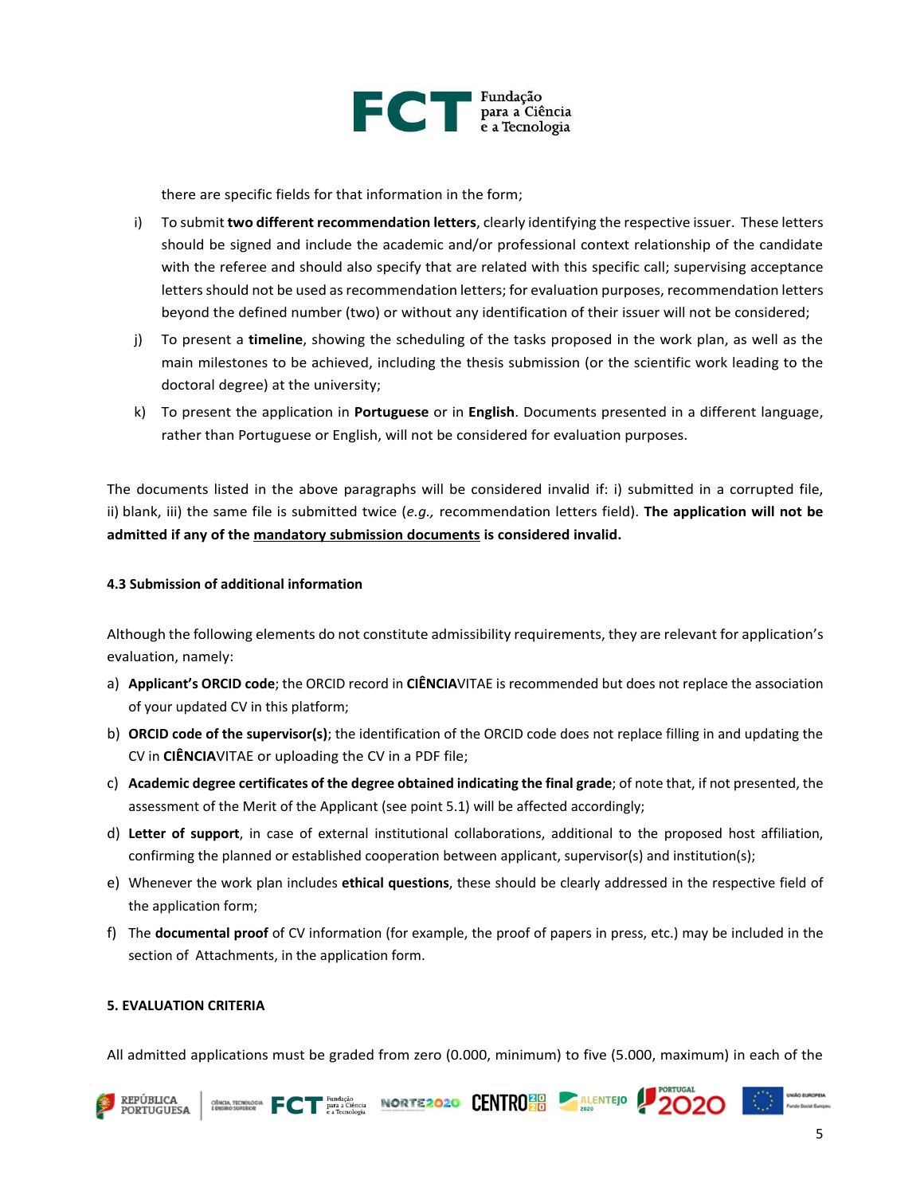there are specific fields for that information in the form;

i) To submit **two different recommendation letters**, clearly identifying the respective issuer. These letters should be signed and include the academic and/or professional context relationship of the candidate with the referee and should also specify that are related with this specific call; supervising acceptance letters should not be used as recommendation letters; for evaluation purposes, recommendation letters beyond the defined number (two) or without any identification of their issuer will not be considered;

j) To present a **timeline**, showing the scheduling of the tasks proposed in the work plan, as well as the main milestones to be achieved, including the thesis submission (or the scientific work leading to the doctoral degree) at the university;

k) To present the application in **Portuguese** or in **English**. Documents presented in a different language, rather than Portuguese or English, will not be considered for evaluation purposes.

The documents listed in the above paragraphs will be considered invalid if: i) submitted in a corrupted file, ii) blank, iii) the same file is submitted twice (*e.g.,* recommendation letters field). **The application will not be admitted if any of the mandatory submission documents is considered invalid.**

#### 4.3 Submission of additional information

Although the following elements do not constitute admissibility requirements, they are relevant for application's evaluation, namely:

a) **Applicant's ORCID code**; the ORCID record in **CIÊNCIA**VITAE is recommended but does not replace the association of your updated CV in this platform;

b) **ORCID code of the supervisor(s)**; the identification of the ORCID code does not replace filling in and updating the CV in **CIÊNCIA**VITAE or uploading the CV in a PDF file;

c) **Academic degree certificates of the degree obtained indicating the final grade**; of note that, if not presented, the assessment of the Merit of the Applicant (see point 5.1) will be affected accordingly;

d) **Letter of support**, in case of external institutional collaborations, additional to the proposed host affiliation, confirming the planned or established cooperation between applicant, supervisor(s) and institution(s);

e) Whenever the work plan includes **ethical questions**, these should be clearly addressed in the respective field of the application form;

f) The **documental proof** of CV information (for example, the proof of papers in press, etc.) may be included in the section of Attachments, in the application form.

#### 5. EVALUATION CRITERIA

All admitted applications must be graded from zero (0.000, minimum) to five (5.000, maximum) in each of the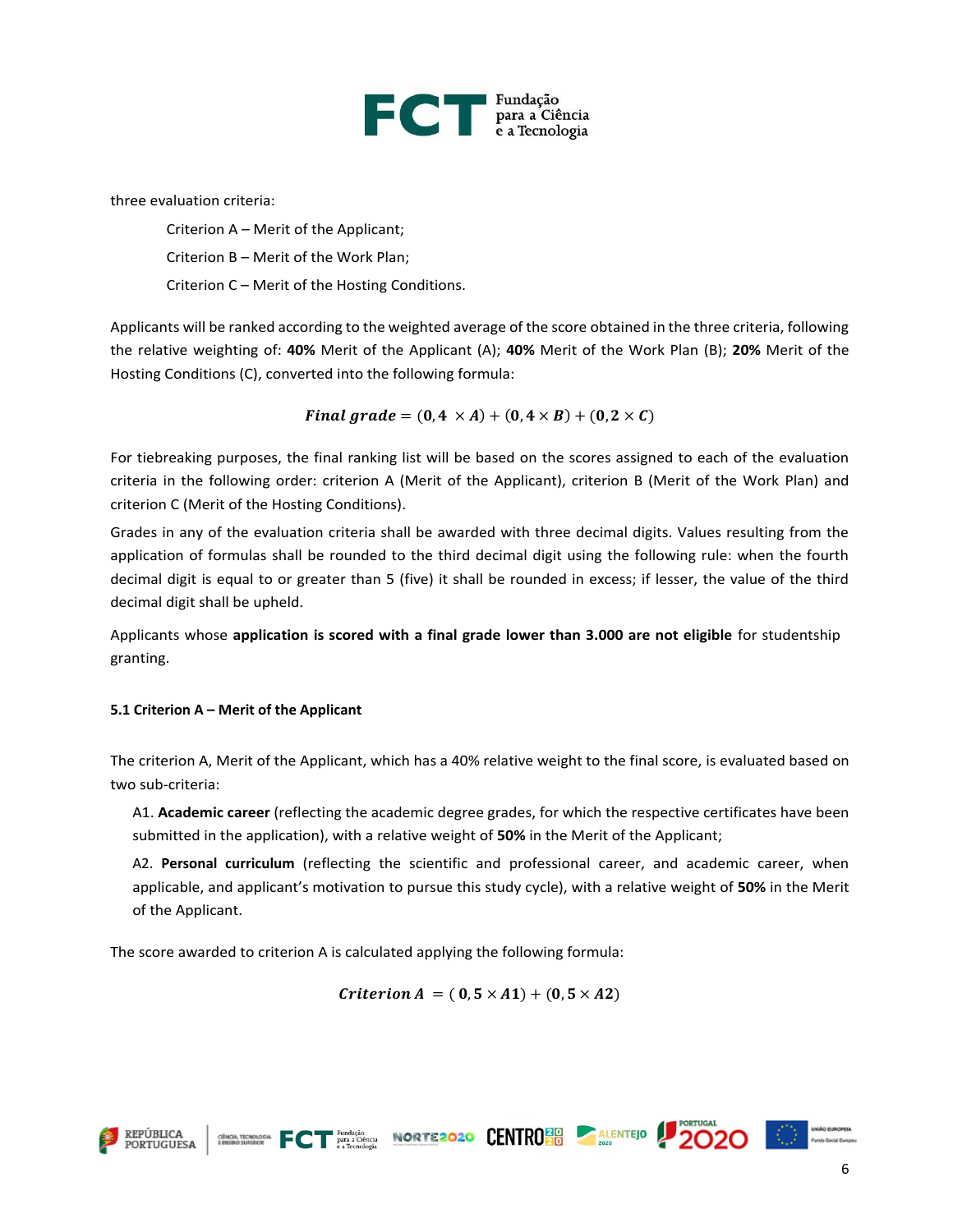three evaluation criteria:

Criterion A – Merit of the Applicant;

Criterion B – Merit of the Work Plan;

Criterion C – Merit of the Hosting Conditions.

Applicants will be ranked according to the weighted average of the score obtained in the three criteria, following the relative weighting of: **40%** Merit of the Applicant (A); **40%** Merit of the Work Plan (B); **20%** Merit of the Hosting Conditions (C), converted into the following formula:

$$\textbf{\textit{Final grade}} = (\mathbf{0{,}4} \times \boldsymbol{A}) + (\mathbf{0{,}4} \times \boldsymbol{B}) + (\mathbf{0{,}2} \times \boldsymbol{C})$$

For tiebreaking purposes, the final ranking list will be based on the scores assigned to each of the evaluation criteria in the following order: criterion A (Merit of the Applicant), criterion B (Merit of the Work Plan) and criterion C (Merit of the Hosting Conditions).

Grades in any of the evaluation criteria shall be awarded with three decimal digits. Values resulting from the application of formulas shall be rounded to the third decimal digit using the following rule: when the fourth decimal digit is equal to or greater than 5 (five) it shall be rounded in excess; if lesser, the value of the third decimal digit shall be upheld.

Applicants whose **application is scored with a final grade lower than 3.000 are not eligible** for studentship granting.

### 5.1 Criterion A – Merit of the Applicant

The criterion A, Merit of the Applicant, which has a 40% relative weight to the final score, is evaluated based on two sub-criteria:

A1. **Academic career** (reflecting the academic degree grades, for which the respective certificates have been submitted in the application), with a relative weight of **50%** in the Merit of the Applicant;

A2. **Personal curriculum** (reflecting the scientific and professional career, and academic career, when applicable, and applicant's motivation to pursue this study cycle), with a relative weight of **50%** in the Merit of the Applicant.

The score awarded to criterion A is calculated applying the following formula:

$$\textbf{\textit{Criterion A}} = (\mathbf{0{,}5} \times \boldsymbol{A1}) + (\mathbf{0{,}5} \times \boldsymbol{A2})$$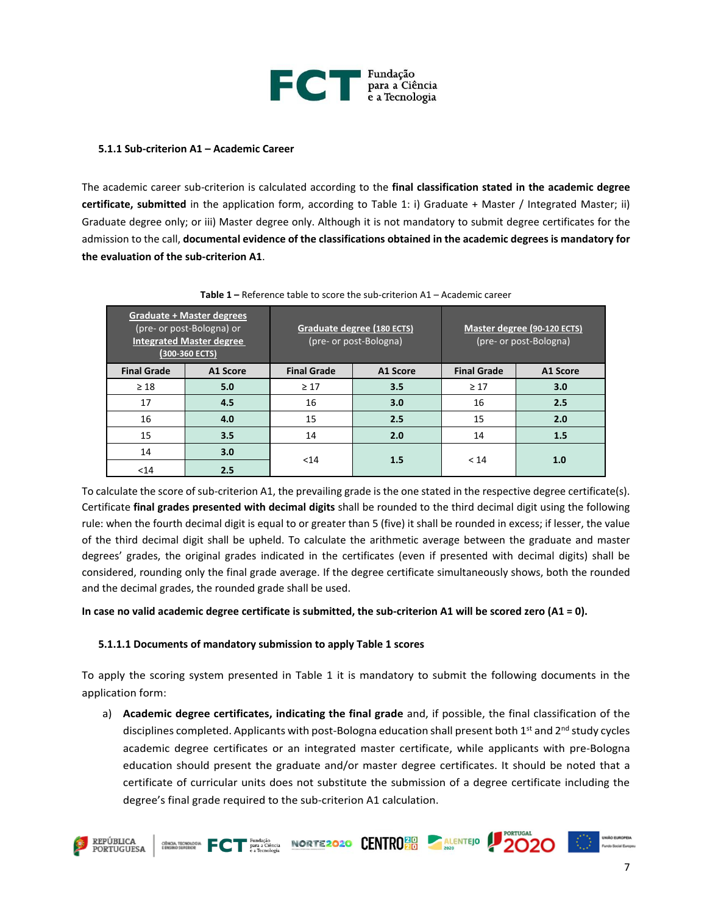### 5.1.1 Sub-criterion A1 – Academic Career

The academic career sub-criterion is calculated according to the **final classification stated in the academic degree certificate, submitted** in the application form, according to Table 1: i) Graduate + Master / Integrated Master; ii) Graduate degree only; or iii) Master degree only. Although it is not mandatory to submit degree certificates for the admission to the call, **documental evidence of the classifications obtained in the academic degrees is mandatory for the evaluation of the sub-criterion A1**.

**Table 1 –** Reference table to score the sub-criterion A1 – Academic career

| Graduate + Master degrees (pre- or post-Bologna) or Integrated Master degree (300-360 ECTS) | | Graduate degree (180 ECTS) (pre- or post-Bologna) | | Master degree (90-120 ECTS) (pre- or post-Bologna) | |
|---|---|---|---|---|---|
| **Final Grade** | **A1 Score** | **Final Grade** | **A1 Score** | **Final Grade** | **A1 Score** |
| ≥ 18 | **5.0** | ≥ 17 | **3.5** | ≥ 17 | **3.0** |
| 17 | **4.5** | 16 | **3.0** | 16 | **2.5** |
| 16 | **4.0** | 15 | **2.5** | 15 | **2.0** |
| 15 | **3.5** | 14 | **2.0** | 14 | **1.5** |
| 14 | **3.0** | <14 | **1.5** | < 14 | **1.0** |
| <14 | **2.5** | | | | |

To calculate the score of sub-criterion A1, the prevailing grade is the one stated in the respective degree certificate(s). Certificate **final grades presented with decimal digits** shall be rounded to the third decimal digit using the following rule: when the fourth decimal digit is equal to or greater than 5 (five) it shall be rounded in excess; if lesser, the value of the third decimal digit shall be upheld. To calculate the arithmetic average between the graduate and master degrees' grades, the original grades indicated in the certificates (even if presented with decimal digits) shall be considered, rounding only the final grade average. If the degree certificate simultaneously shows, both the rounded and the decimal grades, the rounded grade shall be used.

**In case no valid academic degree certificate is submitted, the sub-criterion A1 will be scored zero (A1 = 0).**

#### 5.1.1.1 Documents of mandatory submission to apply Table 1 scores

To apply the scoring system presented in Table 1 it is mandatory to submit the following documents in the application form:

a) **Academic degree certificates, indicating the final grade** and, if possible, the final classification of the disciplines completed. Applicants with post-Bologna education shall present both 1st and 2nd study cycles academic degree certificates or an integrated master certificate, while applicants with pre-Bologna education should present the graduate and/or master degree certificates. It should be noted that a certificate of curricular units does not substitute the submission of a degree certificate including the degree's final grade required to the sub-criterion A1 calculation.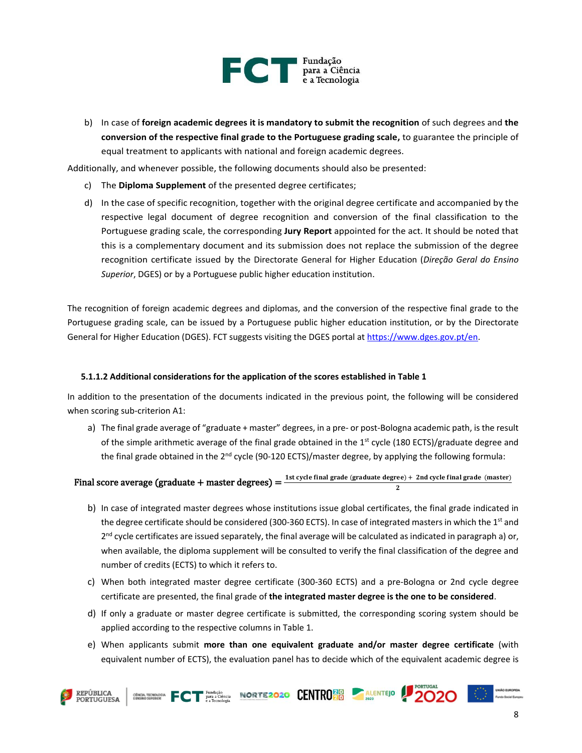b) In case of **foreign academic degrees it is mandatory to submit the recognition** of such degrees and **the conversion of the respective final grade to the Portuguese grading scale,** to guarantee the principle of equal treatment to applicants with national and foreign academic degrees.

Additionally, and whenever possible, the following documents should also be presented:

c) The **Diploma Supplement** of the presented degree certificates;

d) In the case of specific recognition, together with the original degree certificate and accompanied by the respective legal document of degree recognition and conversion of the final classification to the Portuguese grading scale, the corresponding **Jury Report** appointed for the act. It should be noted that this is a complementary document and its submission does not replace the submission of the degree recognition certificate issued by the Directorate General for Higher Education (*Direção Geral do Ensino Superior*, DGES) or by a Portuguese public higher education institution.

The recognition of foreign academic degrees and diplomas, and the conversion of the respective final grade to the Portuguese grading scale, can be issued by a Portuguese public higher education institution, or by the Directorate General for Higher Education (DGES). FCT suggests visiting the DGES portal at https://www.dges.gov.pt/en.

#### 5.1.1.2 Additional considerations for the application of the scores established in Table 1

In addition to the presentation of the documents indicated in the previous point, the following will be considered when scoring sub-criterion A1:

a) The final grade average of "graduate + master" degrees, in a pre- or post-Bologna academic path, is the result of the simple arithmetic average of the final grade obtained in the 1st cycle (180 ECTS)/graduate degree and the final grade obtained in the 2nd cycle (90-120 ECTS)/master degree, by applying the following formula:

$$\text{Final score average (graduate + master degrees)} = \frac{\text{1st cycle final grade (graduate degree)} + \text{2nd cycle final grade (master)}}{2}$$

b) In case of integrated master degrees whose institutions issue global certificates, the final grade indicated in the degree certificate should be considered (300-360 ECTS). In case of integrated masters in which the 1st and 2nd cycle certificates are issued separately, the final average will be calculated as indicated in paragraph a) or, when available, the diploma supplement will be consulted to verify the final classification of the degree and number of credits (ECTS) to which it refers to.

c) When both integrated master degree certificate (300-360 ECTS) and a pre-Bologna or 2nd cycle degree certificate are presented, the final grade of **the integrated master degree is the one to be considered**.

d) If only a graduate or master degree certificate is submitted, the corresponding scoring system should be applied according to the respective columns in Table 1.

e) When applicants submit **more than one equivalent graduate and/or master degree certificate** (with equivalent number of ECTS), the evaluation panel has to decide which of the equivalent academic degree is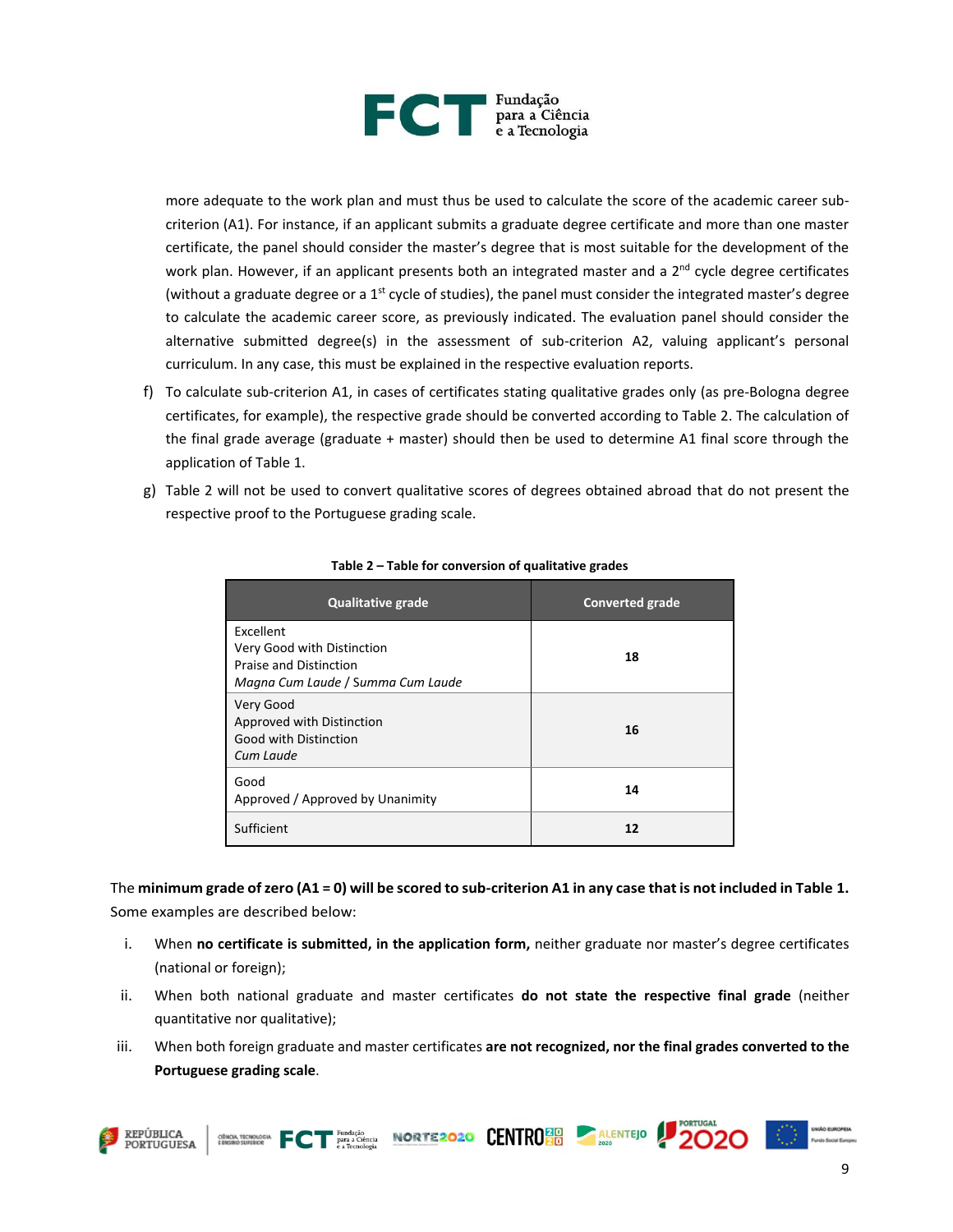more adequate to the work plan and must thus be used to calculate the score of the academic career sub-criterion (A1). For instance, if an applicant submits a graduate degree certificate and more than one master certificate, the panel should consider the master's degree that is most suitable for the development of the work plan. However, if an applicant presents both an integrated master and a 2nd cycle degree certificates (without a graduate degree or a 1st cycle of studies), the panel must consider the integrated master's degree to calculate the academic career score, as previously indicated. The evaluation panel should consider the alternative submitted degree(s) in the assessment of sub-criterion A2, valuing applicant's personal curriculum. In any case, this must be explained in the respective evaluation reports.

f) To calculate sub-criterion A1, in cases of certificates stating qualitative grades only (as pre-Bologna degree certificates, for example), the respective grade should be converted according to Table 2. The calculation of the final grade average (graduate + master) should then be used to determine A1 final score through the application of Table 1.

g) Table 2 will not be used to convert qualitative scores of degrees obtained abroad that do not present the respective proof to the Portuguese grading scale.

**Table 2 – Table for conversion of qualitative grades**

| Qualitative grade | Converted grade |
|---|---|
| Excellent<br>Very Good with Distinction<br>Praise and Distinction<br>*Magna Cum Laude / Summa Cum Laude* | **18** |
| Very Good<br>Approved with Distinction<br>Good with Distinction<br>*Cum Laude* | **16** |
| Good<br>Approved / Approved by Unanimity | **14** |
| Sufficient | **12** |

The **minimum grade of zero (A1 = 0) will be scored to sub-criterion A1 in any case that is not included in Table 1.** Some examples are described below:

i. When **no certificate is submitted, in the application form,** neither graduate nor master's degree certificates (national or foreign);

ii. When both national graduate and master certificates **do not state the respective final grade** (neither quantitative nor qualitative);

iii. When both foreign graduate and master certificates **are not recognized, nor the final grades converted to the Portuguese grading scale**.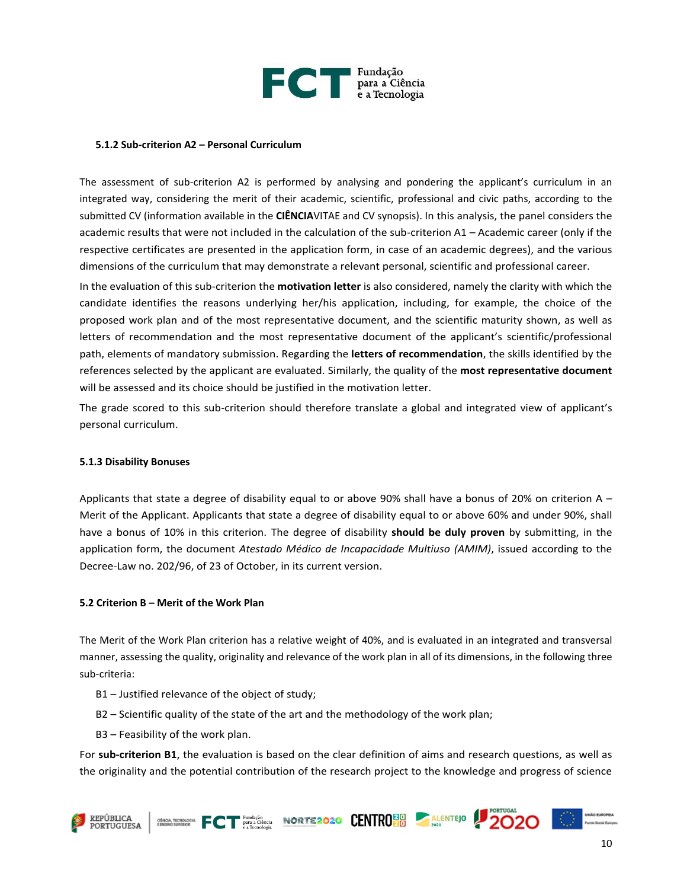#### 5.1.2 Sub-criterion A2 – Personal Curriculum

The assessment of sub-criterion A2 is performed by analysing and pondering the applicant's curriculum in an integrated way, considering the merit of their academic, scientific, professional and civic paths, according to the submitted CV (information available in the **CIÊNCIA**VITAE and CV synopsis). In this analysis, the panel considers the academic results that were not included in the calculation of the sub-criterion A1 – Academic career (only if the respective certificates are presented in the application form, in case of an academic degrees), and the various dimensions of the curriculum that may demonstrate a relevant personal, scientific and professional career.

In the evaluation of this sub-criterion the **motivation letter** is also considered, namely the clarity with which the candidate identifies the reasons underlying her/his application, including, for example, the choice of the proposed work plan and of the most representative document, and the scientific maturity shown, as well as letters of recommendation and the most representative document of the applicant's scientific/professional path, elements of mandatory submission. Regarding the **letters of recommendation**, the skills identified by the references selected by the applicant are evaluated. Similarly, the quality of the **most representative document** will be assessed and its choice should be justified in the motivation letter.

The grade scored to this sub-criterion should therefore translate a global and integrated view of applicant's personal curriculum.

#### 5.1.3 Disability Bonuses

Applicants that state a degree of disability equal to or above 90% shall have a bonus of 20% on criterion A – Merit of the Applicant. Applicants that state a degree of disability equal to or above 60% and under 90%, shall have a bonus of 10% in this criterion. The degree of disability **should be duly proven** by submitting, in the application form, the document *Atestado Médico de Incapacidade Multiuso (AMIM)*, issued according to the Decree-Law no. 202/96, of 23 of October, in its current version.

### 5.2 Criterion B – Merit of the Work Plan

The Merit of the Work Plan criterion has a relative weight of 40%, and is evaluated in an integrated and transversal manner, assessing the quality, originality and relevance of the work plan in all of its dimensions, in the following three sub-criteria:

- B1 – Justified relevance of the object of study;
- B2 – Scientific quality of the state of the art and the methodology of the work plan;
- B3 – Feasibility of the work plan.

For **sub-criterion B1**, the evaluation is based on the clear definition of aims and research questions, as well as the originality and the potential contribution of the research project to the knowledge and progress of science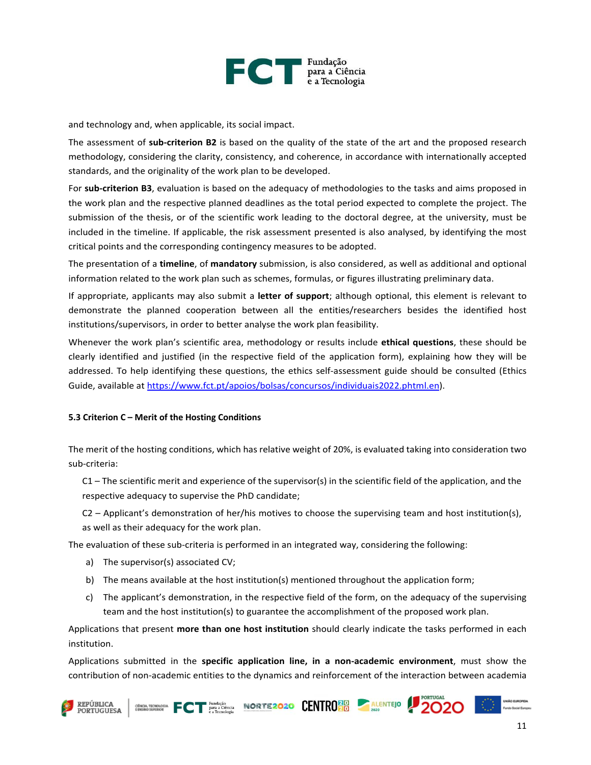and technology and, when applicable, its social impact.

The assessment of **sub-criterion B2** is based on the quality of the state of the art and the proposed research methodology, considering the clarity, consistency, and coherence, in accordance with internationally accepted standards, and the originality of the work plan to be developed.

For **sub-criterion B3**, evaluation is based on the adequacy of methodologies to the tasks and aims proposed in the work plan and the respective planned deadlines as the total period expected to complete the project. The submission of the thesis, or of the scientific work leading to the doctoral degree, at the university, must be included in the timeline. If applicable, the risk assessment presented is also analysed, by identifying the most critical points and the corresponding contingency measures to be adopted.

The presentation of a **timeline**, of **mandatory** submission, is also considered, as well as additional and optional information related to the work plan such as schemes, formulas, or figures illustrating preliminary data.

If appropriate, applicants may also submit a **letter of support**; although optional, this element is relevant to demonstrate the planned cooperation between all the entities/researchers besides the identified host institutions/supervisors, in order to better analyse the work plan feasibility.

Whenever the work plan's scientific area, methodology or results include **ethical questions**, these should be clearly identified and justified (in the respective field of the application form), explaining how they will be addressed. To help identifying these questions, the ethics self-assessment guide should be consulted (Ethics Guide, available at https://www.fct.pt/apoios/bolsas/concursos/individuais2022.phtml.en).

### 5.3 Criterion C – Merit of the Hosting Conditions

The merit of the hosting conditions, which has relative weight of 20%, is evaluated taking into consideration two sub-criteria:

C1 – The scientific merit and experience of the supervisor(s) in the scientific field of the application, and the respective adequacy to supervise the PhD candidate;

C2 – Applicant's demonstration of her/his motives to choose the supervising team and host institution(s), as well as their adequacy for the work plan.

The evaluation of these sub-criteria is performed in an integrated way, considering the following:

a) The supervisor(s) associated CV;
b) The means available at the host institution(s) mentioned throughout the application form;
c) The applicant's demonstration, in the respective field of the form, on the adequacy of the supervising team and the host institution(s) to guarantee the accomplishment of the proposed work plan.

Applications that present **more than one host institution** should clearly indicate the tasks performed in each institution.

Applications submitted in the **specific application line, in a non-academic environment**, must show the contribution of non-academic entities to the dynamics and reinforcement of the interaction between academia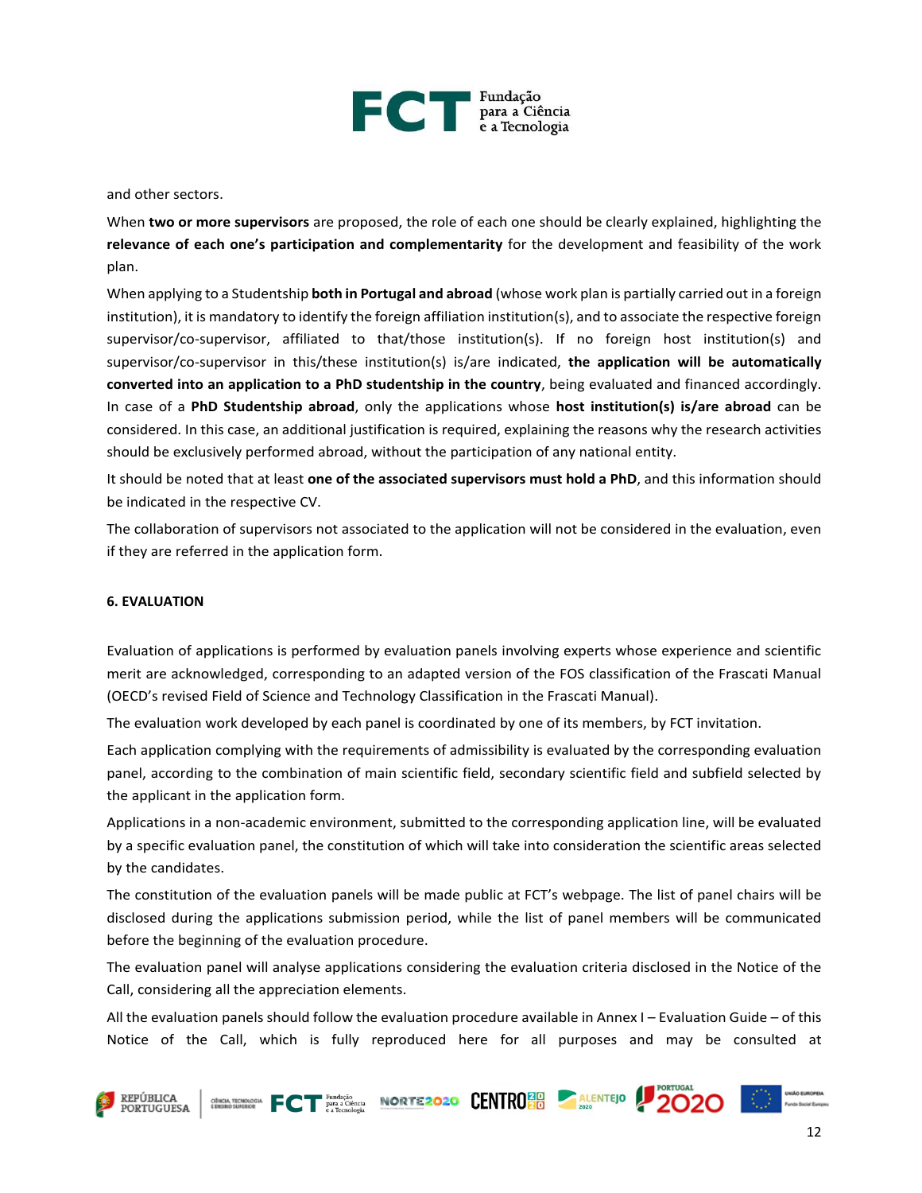and other sectors.

When **two or more supervisors** are proposed, the role of each one should be clearly explained, highlighting the **relevance of each one's participation and complementarity** for the development and feasibility of the work plan.

When applying to a Studentship **both in Portugal and abroad** (whose work plan is partially carried out in a foreign institution), it is mandatory to identify the foreign affiliation institution(s), and to associate the respective foreign supervisor/co-supervisor, affiliated to that/those institution(s). If no foreign host institution(s) and supervisor/co-supervisor in this/these institution(s) is/are indicated, **the application will be automatically converted into an application to a PhD studentship in the country**, being evaluated and financed accordingly. In case of a **PhD Studentship abroad**, only the applications whose **host institution(s) is/are abroad** can be considered. In this case, an additional justification is required, explaining the reasons why the research activities should be exclusively performed abroad, without the participation of any national entity.

It should be noted that at least **one of the associated supervisors must hold a PhD**, and this information should be indicated in the respective CV.

The collaboration of supervisors not associated to the application will not be considered in the evaluation, even if they are referred in the application form.

## 6. EVALUATION

Evaluation of applications is performed by evaluation panels involving experts whose experience and scientific merit are acknowledged, corresponding to an adapted version of the FOS classification of the Frascati Manual (OECD's revised Field of Science and Technology Classification in the Frascati Manual).

The evaluation work developed by each panel is coordinated by one of its members, by FCT invitation.

Each application complying with the requirements of admissibility is evaluated by the corresponding evaluation panel, according to the combination of main scientific field, secondary scientific field and subfield selected by the applicant in the application form.

Applications in a non-academic environment, submitted to the corresponding application line, will be evaluated by a specific evaluation panel, the constitution of which will take into consideration the scientific areas selected by the candidates.

The constitution of the evaluation panels will be made public at FCT's webpage. The list of panel chairs will be disclosed during the applications submission period, while the list of panel members will be communicated before the beginning of the evaluation procedure.

The evaluation panel will analyse applications considering the evaluation criteria disclosed in the Notice of the Call, considering all the appreciation elements.

All the evaluation panels should follow the evaluation procedure available in Annex I – Evaluation Guide – of this Notice of the Call, which is fully reproduced here for all purposes and may be consulted at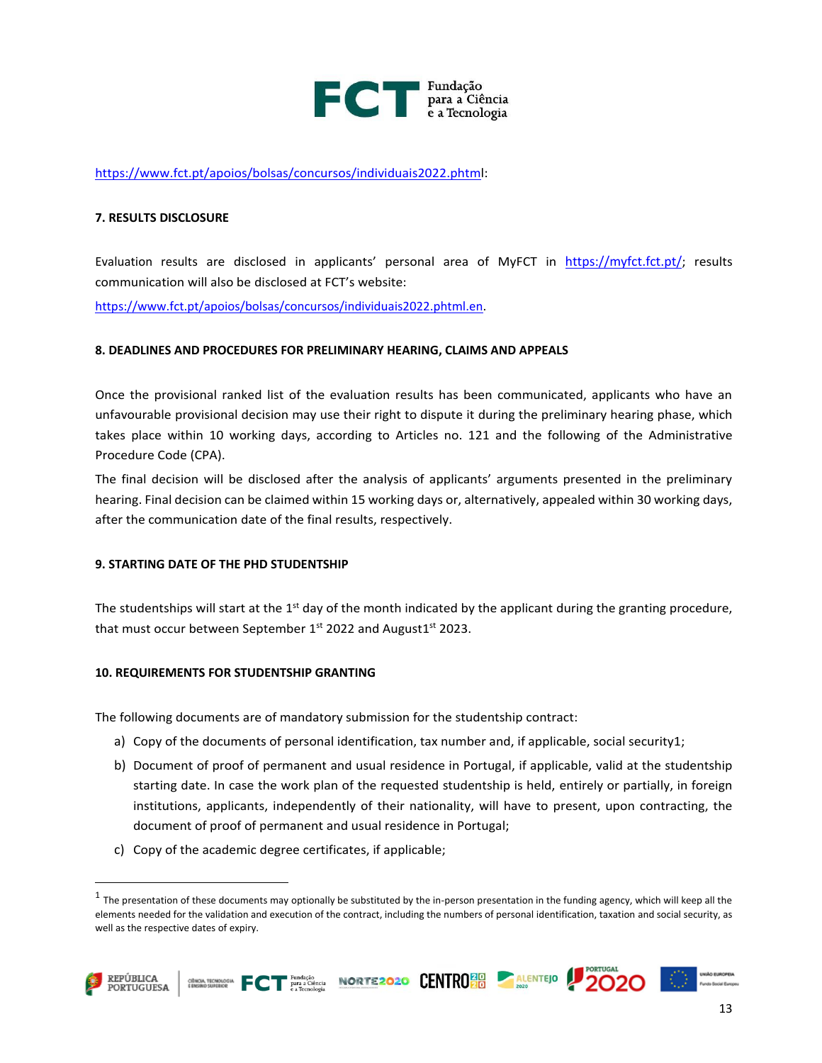https://www.fct.pt/apoios/bolsas/concursos/individuais2022.phtml:

**7. RESULTS DISCLOSURE**

Evaluation results are disclosed in applicants' personal area of MyFCT in https://myfct.fct.pt/; results communication will also be disclosed at FCT's website:

https://www.fct.pt/apoios/bolsas/concursos/individuais2022.phtml.en.

**8. DEADLINES AND PROCEDURES FOR PRELIMINARY HEARING, CLAIMS AND APPEALS**

Once the provisional ranked list of the evaluation results has been communicated, applicants who have an unfavourable provisional decision may use their right to dispute it during the preliminary hearing phase, which takes place within 10 working days, according to Articles no. 121 and the following of the Administrative Procedure Code (CPA).

The final decision will be disclosed after the analysis of applicants' arguments presented in the preliminary hearing. Final decision can be claimed within 15 working days or, alternatively, appealed within 30 working days, after the communication date of the final results, respectively.

**9. STARTING DATE OF THE PHD STUDENTSHIP**

The studentships will start at the 1st day of the month indicated by the applicant during the granting procedure, that must occur between September 1st 2022 and August1st 2023.

**10. REQUIREMENTS FOR STUDENTSHIP GRANTING**

The following documents are of mandatory submission for the studentship contract:

a) Copy of the documents of personal identification, tax number and, if applicable, social security[1];
b) Document of proof of permanent and usual residence in Portugal, if applicable, valid at the studentship starting date. In case the work plan of the requested studentship is held, entirely or partially, in foreign institutions, applicants, independently of their nationality, will have to present, upon contracting, the document of proof of permanent and usual residence in Portugal;
c) Copy of the academic degree certificates, if applicable;

[1] The presentation of these documents may optionally be substituted by the in-person presentation in the funding agency, which will keep all the elements needed for the validation and execution of the contract, including the numbers of personal identification, taxation and social security, as well as the respective dates of expiry.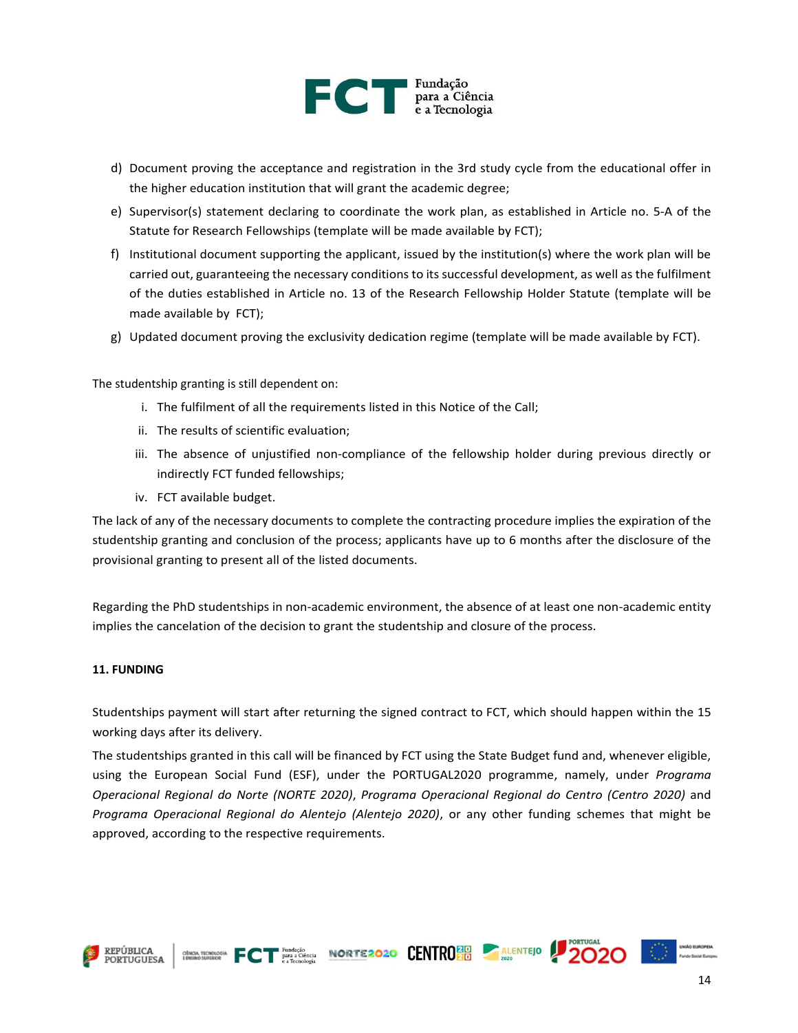d) Document proving the acceptance and registration in the 3rd study cycle from the educational offer in the higher education institution that will grant the academic degree;

e) Supervisor(s) statement declaring to coordinate the work plan, as established in Article no. 5-A of the Statute for Research Fellowships (template will be made available by FCT);

f) Institutional document supporting the applicant, issued by the institution(s) where the work plan will be carried out, guaranteeing the necessary conditions to its successful development, as well as the fulfilment of the duties established in Article no. 13 of the Research Fellowship Holder Statute (template will be made available by FCT);

g) Updated document proving the exclusivity dedication regime (template will be made available by FCT).

The studentship granting is still dependent on:

i. The fulfilment of all the requirements listed in this Notice of the Call;

ii. The results of scientific evaluation;

iii. The absence of unjustified non-compliance of the fellowship holder during previous directly or indirectly FCT funded fellowships;

iv. FCT available budget.

The lack of any of the necessary documents to complete the contracting procedure implies the expiration of the studentship granting and conclusion of the process; applicants have up to 6 months after the disclosure of the provisional granting to present all of the listed documents.

Regarding the PhD studentships in non-academic environment, the absence of at least one non-academic entity implies the cancelation of the decision to grant the studentship and closure of the process.

**11. FUNDING**

Studentships payment will start after returning the signed contract to FCT, which should happen within the 15 working days after its delivery.

The studentships granted in this call will be financed by FCT using the State Budget fund and, whenever eligible, using the European Social Fund (ESF), under the PORTUGAL2020 programme, namely, under *Programa Operacional Regional do Norte (NORTE 2020)*, *Programa Operacional Regional do Centro (Centro 2020)* and *Programa Operacional Regional do Alentejo (Alentejo 2020)*, or any other funding schemes that might be approved, according to the respective requirements.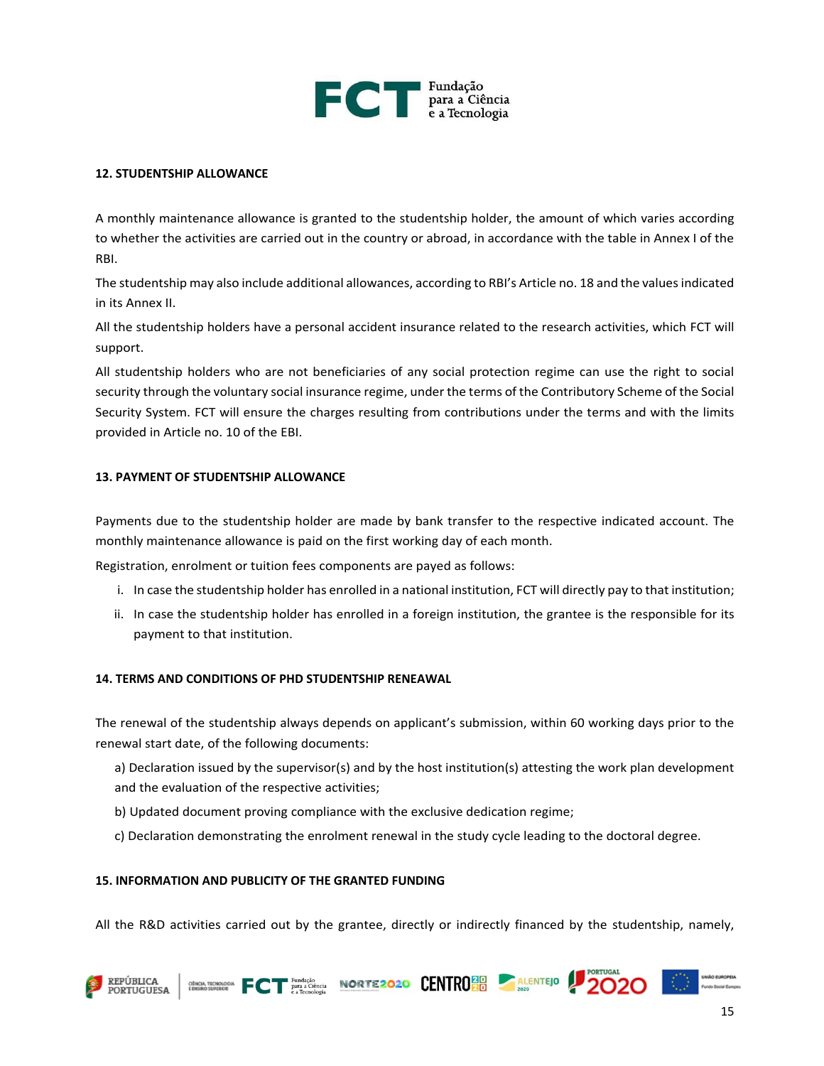## 12. STUDENTSHIP ALLOWANCE

A monthly maintenance allowance is granted to the studentship holder, the amount of which varies according to whether the activities are carried out in the country or abroad, in accordance with the table in Annex I of the RBI.

The studentship may also include additional allowances, according to RBI's Article no. 18 and the values indicated in its Annex II.

All the studentship holders have a personal accident insurance related to the research activities, which FCT will support.

All studentship holders who are not beneficiaries of any social protection regime can use the right to social security through the voluntary social insurance regime, under the terms of the Contributory Scheme of the Social Security System. FCT will ensure the charges resulting from contributions under the terms and with the limits provided in Article no. 10 of the EBI.

## 13. PAYMENT OF STUDENTSHIP ALLOWANCE

Payments due to the studentship holder are made by bank transfer to the respective indicated account. The monthly maintenance allowance is paid on the first working day of each month.

Registration, enrolment or tuition fees components are payed as follows:

i. In case the studentship holder has enrolled in a national institution, FCT will directly pay to that institution;

ii. In case the studentship holder has enrolled in a foreign institution, the grantee is the responsible for its payment to that institution.

## 14. TERMS AND CONDITIONS OF PHD STUDENTSHIP RENEAWAL

The renewal of the studentship always depends on applicant's submission, within 60 working days prior to the renewal start date, of the following documents:

a) Declaration issued by the supervisor(s) and by the host institution(s) attesting the work plan development and the evaluation of the respective activities;

b) Updated document proving compliance with the exclusive dedication regime;

c) Declaration demonstrating the enrolment renewal in the study cycle leading to the doctoral degree.

## 15. INFORMATION AND PUBLICITY OF THE GRANTED FUNDING

All the R&D activities carried out by the grantee, directly or indirectly financed by the studentship, namely,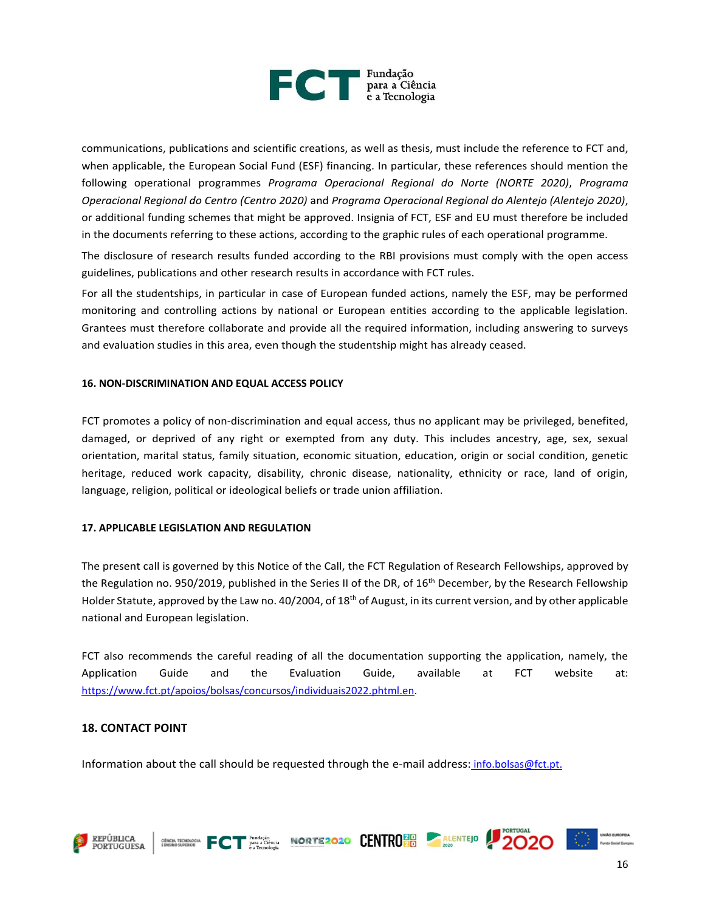communications, publications and scientific creations, as well as thesis, must include the reference to FCT and, when applicable, the European Social Fund (ESF) financing. In particular, these references should mention the following operational programmes *Programa Operacional Regional do Norte (NORTE 2020)*, *Programa Operacional Regional do Centro (Centro 2020)* and *Programa Operacional Regional do Alentejo (Alentejo 2020)*, or additional funding schemes that might be approved. Insignia of FCT, ESF and EU must therefore be included in the documents referring to these actions, according to the graphic rules of each operational programme.

The disclosure of research results funded according to the RBI provisions must comply with the open access guidelines, publications and other research results in accordance with FCT rules.

For all the studentships, in particular in case of European funded actions, namely the ESF, may be performed monitoring and controlling actions by national or European entities according to the applicable legislation. Grantees must therefore collaborate and provide all the required information, including answering to surveys and evaluation studies in this area, even though the studentship might has already ceased.

## 16. NON-DISCRIMINATION AND EQUAL ACCESS POLICY

FCT promotes a policy of non-discrimination and equal access, thus no applicant may be privileged, benefited, damaged, or deprived of any right or exempted from any duty. This includes ancestry, age, sex, sexual orientation, marital status, family situation, economic situation, education, origin or social condition, genetic heritage, reduced work capacity, disability, chronic disease, nationality, ethnicity or race, land of origin, language, religion, political or ideological beliefs or trade union affiliation.

## 17. APPLICABLE LEGISLATION AND REGULATION

The present call is governed by this Notice of the Call, the FCT Regulation of Research Fellowships, approved by the Regulation no. 950/2019, published in the Series II of the DR, of 16th December, by the Research Fellowship Holder Statute, approved by the Law no. 40/2004, of 18th of August, in its current version, and by other applicable national and European legislation.

FCT also recommends the careful reading of all the documentation supporting the application, namely, the Application Guide and the Evaluation Guide, available at FCT website at: https://www.fct.pt/apoios/bolsas/concursos/individuais2022.phtml.en.

## 18. CONTACT POINT

Information about the call should be requested through the e-mail address: info.bolsas@fct.pt.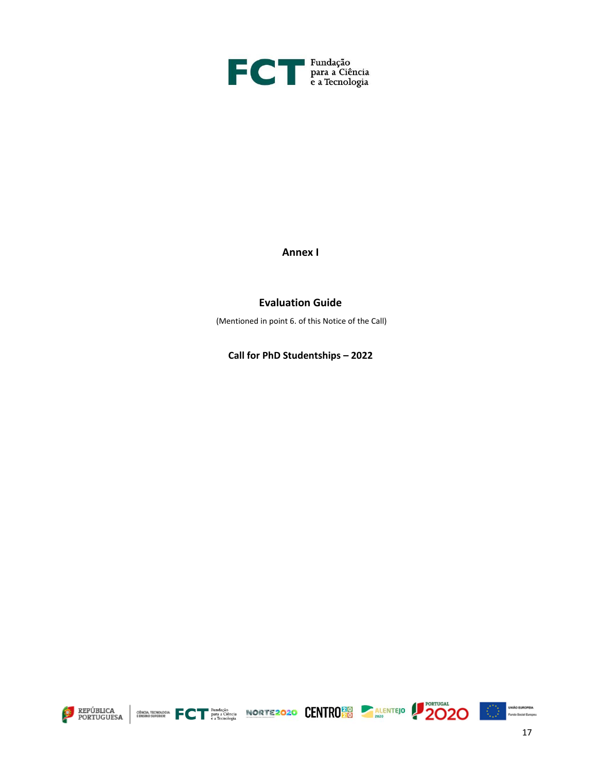# Annex I

## Evaluation Guide

(Mentioned in point 6. of this Notice of the Call)

**Call for PhD Studentships – 2022**